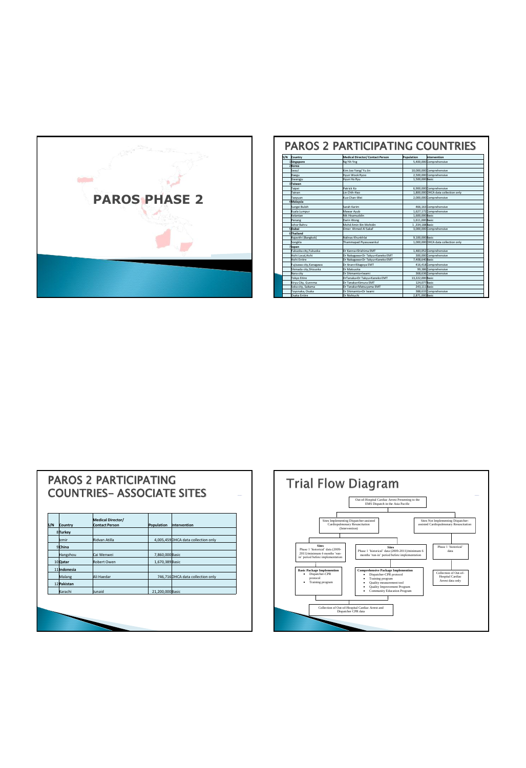# PAROS PHASE 2

# PAROS 2 PARTICIPATING COUNTRIES

| S/N | Country | Medical Director/ Contact Person | Population | Intervention |
|---|---|---|---|---|
| 1 | **Singapore** | Ng Yih Yng | 5,400,000 | Comprehensive |
| 2 | **Korea** | | | |
| | Seoul | Kim Joo Yong/ Yu Jin | 10,000,000 | Comprehensive |
| | Daegu | Hyun Wook Ryoo | 2,500,000 | Comprehensive |
| | Gwangju | Hyun Ho Ryu | 1,500,000 | Basic |
| 3 | **Taiwan** | | | |
| | Taipei | Patrick Ko | 6,900,000 | Comprehensive |
| | Tainan | Lin Chih-Hao | 1,800,000 | OHCA data collection only |
| | Taoyuan | Kuo Chan-Wei | 2,000,000 | Comprehensive |
| 4 | **Malaysia** | | | |
| | Sungei Buloh | Sarah Karim | 466,163 | Comprehensive |
| | Kuala Lumpur | Mawar Ayub | 1,627,172 | Comprehensive |
| | Kelantan | Nik Hisamuddin | 1,600,000 | Basic |
| | Penang | Darin Wong | 1,611,000 | Basic |
| | Johor Bahru | Mohd Amin Bin Mohidin | 1 ,334,188 | Basic |
| 5 | **Dubai** | Omer Ahmed Al Sakaf | 3,000,000 | Comprehensive |
| 6 | **Thailand** | | | |
| | Rajavithi (Bangkok) | Nalinas Khunkhlai | 9,100,000 | Basic |
| | Songkla | Thammapad Piyasuwankul | 1,000,000 | OHCA data collection only |
| 7 | **Japan** | | | |
| | Fukuoka city, Fukuoka | Dr Kanna+Shishima EMT | 1,483,052 | Comprehensive |
| | Aichi Local, Aichi | Dr Nakagawa+Dr Takyu+Kaneko EMT | 300,000 | Comprehensive |
| | Aichi Entire | Dr Nakagawa+Dr Takyu+Kaneko EMT | 7,408,640 | Basic |
| | Fujisawa city, Kanagawa | Dr Anan+Kitagoya EMT | 416,418 | Comprehensive |
| | Shimada city, Shizuoka | Dr Matsuoka | 99,386 | Comprehensive |
| | Nara city | Dr Shimamto+Iwami | 368,636 | Comprehensive |
| | Tokyo Entire | DrTanaka+Dr Takyu+Kaneko EMT | 13,222,000 | Basic |
| | Kiryu City, Gunnma | Dr Tanaka+Kimura EMT | 124,077 | Basic |
| | Soka city, Saitama | Dr Tanaka+Matsuyama EMT | 243,111 | Basic |
| | Toyonaka, Osaka | Dr Shimamto+Dr Iwami | 388,633 | Comprehensive |
| | Osaka Entire | Dr Nishiuchi | 2,871,000 | Basic |

# PAROS 2 PARTICIPATING COUNTRIES– ASSOCIATE SITES

| S/N | Country | Medical Director/ Contact Person | Population | Intervention |
|---|---|---|---|---|
| 8 | **Turkey** | | | |
| | Izmir | Ridvan Atilla | 4,005,459 | OHCA data collection only |
| 9 | **China** | | | |
| | Hangzhou | Cai Wenwei | 7,860,000 | Basic |
| 10 | **Qatar** | Robert Owen | 1,670,389 | Basic |
| 11 | **Indonesia** | | | |
| | Malang | Ali Haedar | 746,716 | OHCA data collection only |
| 12 | **Pakistan** | | | |
| | Karachi | Junaid | 21,200,000 | Basic |

# Trial Flow Diagram

Out-of-Hospital Cardiac Arrest Presenting to the EMS Dispatch in the Asia Pacific

- Sites Implementing Dispatcher-assisted Cardiopulmonary Resuscitation (Intervention)
  - **Sites** — Phase 1 'historical' data (2009-2011)/minimum 6 months 'run-in' period before implementation
    - **Basic Package Implementation**
      - Dispatcher-CPR protocol
      - Training program
  - **Sites** — Phase 1 'historical' data (2009-2011)/minimum 6 months 'run-in' period before implementation
    - **Comprehensive Package Implementation**
      - Dispatcher-CPR protocol
      - Training program
      - Quality measurement tool
      - Quality Improvement Program
      - Community Education Program
  - → Collection of Out-of-Hospital Cardiac Arrest and Dispatcher CPR data
- Sites Not Implementing Dispatcher-assisted Cardiopulmonary Resuscitation
  - Phase 1 'historical' data
    - Collection of Out-of-Hospital Cardiac Arrest data only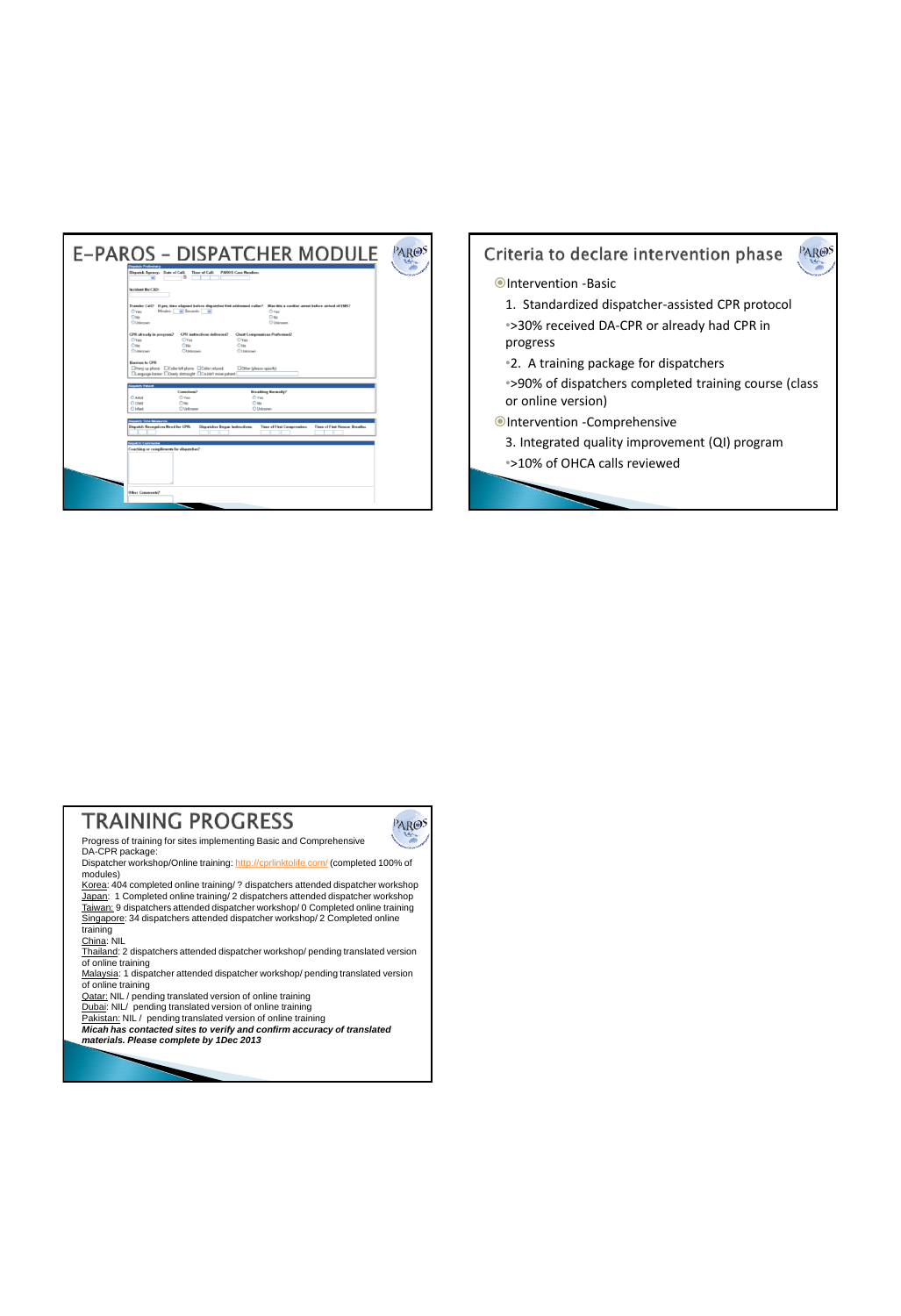# E-PAROS – DISPATCHER MODULE

Dispatch Preliminary

Dispatch Agency: Date of Call: Time of Call: PAROS Case Number:

Incident No/CAD:

Transfer Call? If yes, time elapsed before dispatcher first addressed caller? Was this a cardiac arrest before arrival of EMS?

CPR already in progress? CPR instructions delivered? Chest Compressions Performed?

Barriers to CPR

Dispatch Patient

Conscious? Breathing Normally?

Dispatch Time Measures

Dispatch Recognizes Need for CPR: Dispatcher Begun Instructions: Time of First Compression: Time of First Rescue Breaths:

Dispatch Comments

Coaching or compliments for dispatcher?

Other Comments?

# Criteria to declare intervention phase

- Intervention -Basic
  1. Standardized dispatcher-assisted CPR protocol
     - >30% received DA-CPR or already had CPR in progress
  2. A training package for dispatchers
     - >90% of dispatchers completed training course (class or online version)
- Intervention -Comprehensive
  3. Integrated quality improvement (QI) program
     - >10% of OHCA calls reviewed

# TRAINING PROGRESS

Progress of training for sites implementing Basic and Comprehensive DA-CPR package:

Dispatcher workshop/Online training: http://cprlinktolife.com/ (completed 100% of modules)

Korea: 404 completed online training/ ? dispatchers attended dispatcher workshop

Japan: 1 Completed online training/ 2 dispatchers attended dispatcher workshop

Taiwan: 9 dispatchers attended dispatcher workshop/ 0 Completed online training

Singapore: 34 dispatchers attended dispatcher workshop/ 2 Completed online training

China: NIL

Thailand: 2 dispatchers attended dispatcher workshop/ pending translated version of online training

Malaysia: 1 dispatcher attended dispatcher workshop/ pending translated version of online training

Qatar: NIL / pending translated version of online training

Dubai: NIL/ pending translated version of online training

Pakistan: NIL / pending translated version of online training

***Micah has contacted sites to verify and confirm accuracy of translated materials. Please complete by 1Dec 2013***